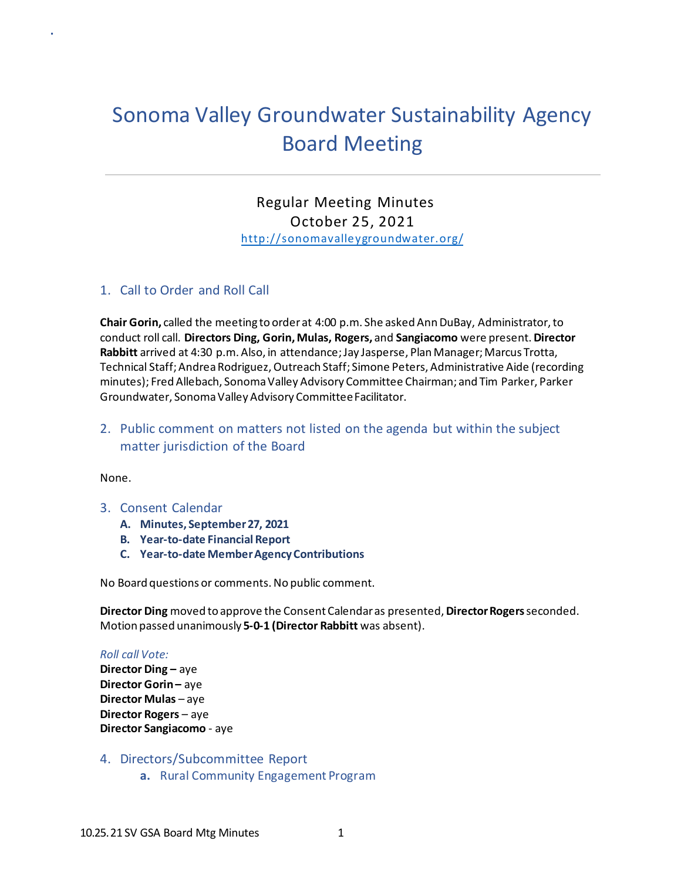# Sonoma Valley Groundwater Sustainability Agency Board Meeting

Regular Meeting Minutes
October 25, 2021
http://sonomavalleygroundwater.org/

## 1. Call to Order and Roll Call

**Chair Gorin,** called the meeting to order at 4:00 p.m. She asked Ann DuBay, Administrator, to conduct roll call. **Directors Ding, Gorin, Mulas, Rogers,** and **Sangiacomo** were present. **Director Rabbitt** arrived at 4:30 p.m. Also, in attendance; Jay Jasperse, Plan Manager; Marcus Trotta, Technical Staff; Andrea Rodriguez, Outreach Staff; Simone Peters, Administrative Aide (recording minutes); Fred Allebach, Sonoma Valley Advisory Committee Chairman; and Tim Parker, Parker Groundwater, Sonoma Valley Advisory Committee Facilitator.

## 2. Public comment on matters not listed on the agenda but within the subject matter jurisdiction of the Board

None.

## 3. Consent Calendar

- **A. Minutes, September 27, 2021**
- **B. Year-to-date Financial Report**
- **C. Year-to-date Member Agency Contributions**

No Board questions or comments. No public comment.

**Director Ding** moved to approve the Consent Calendar as presented, **Director Rogers** seconded. Motion passed unanimously **5-0-1 (Director Rabbitt** was absent).

*Roll call Vote:*
**Director Ding –** aye
**Director Gorin –** aye
**Director Mulas** – aye
**Director Rogers** – aye
**Director Sangiacomo** - aye

## 4. Directors/Subcommittee Report

### a. Rural Community Engagement Program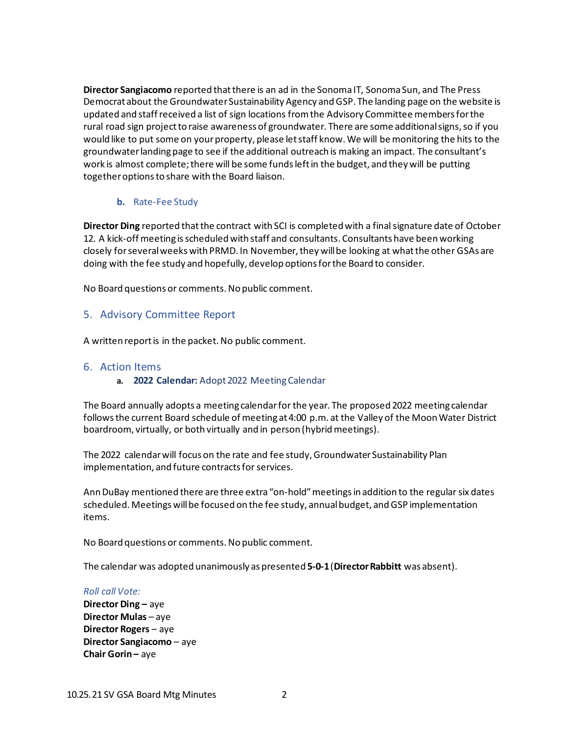**Director Sangiacomo** reported that there is an ad in the Sonoma IT, Sonoma Sun, and The Press Democrat about the Groundwater Sustainability Agency and GSP. The landing page on the website is updated and staff received a list of sign locations from the Advisory Committee members for the rural road sign project to raise awareness of groundwater. There are some additional signs, so if you would like to put some on your property, please let staff know. We will be monitoring the hits to the groundwater landing page to see if the additional outreach is making an impact. The consultant's work is almost complete; there will be some funds left in the budget, and they will be putting together options to share with the Board liaison.

### b. Rate-Fee Study

**Director Ding** reported that the contract with SCI is completed with a final signature date of October 12. A kick-off meeting is scheduled with staff and consultants. Consultants have been working closely for several weeks with PRMD. In November, they will be looking at what the other GSAs are doing with the fee study and hopefully, develop options for the Board to consider.

No Board questions or comments. No public comment.

## 5. Advisory Committee Report

A written report is in the packet. No public comment.

## 6. Action Items

### a. **2022 Calendar:** Adopt 2022 Meeting Calendar

The Board annually adopts a meeting calendar for the year. The proposed 2022 meeting calendar follows the current Board schedule of meeting at 4:00 p.m. at the Valley of the Moon Water District boardroom, virtually, or both virtually and in person (hybrid meetings).

The 2022 calendar will focus on the rate and fee study, Groundwater Sustainability Plan implementation, and future contracts for services.

Ann DuBay mentioned there are three extra "on-hold" meetings in addition to the regular six dates scheduled. Meetings will be focused on the fee study, annual budget, and GSP implementation items.

No Board questions or comments. No public comment.

The calendar was adopted unanimously as presented **5-0-1** (**Director Rabbitt** was absent).

*Roll call Vote:*
**Director Ding –** aye
**Director Mulas** – aye
**Director Rogers** – aye
**Director Sangiacomo** – aye
**Chair Gorin –** aye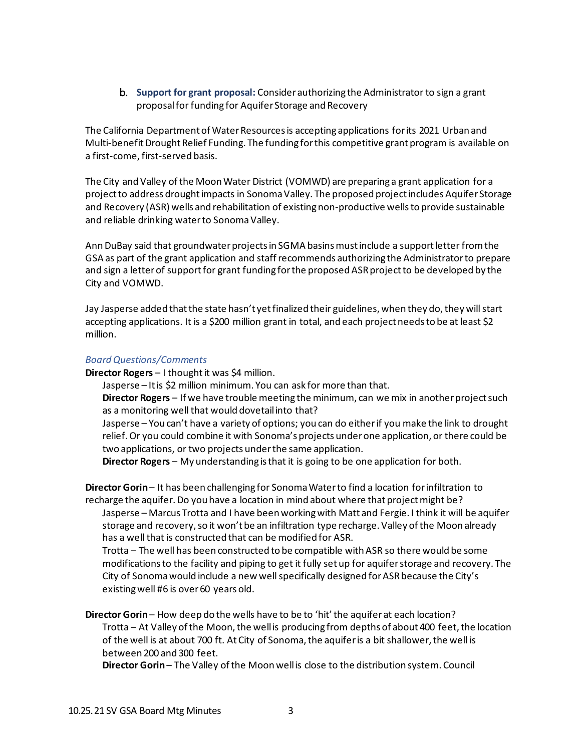b. **Support for grant proposal:** Consider authorizing the Administrator to sign a grant proposal for funding for Aquifer Storage and Recovery

The California Department of Water Resources is accepting applications for its 2021 Urban and Multi-benefit Drought Relief Funding. The funding for this competitive grant program is available on a first-come, first-served basis.

The City and Valley of the Moon Water District (VOMWD) are preparing a grant application for a project to address drought impacts in Sonoma Valley. The proposed project includes Aquifer Storage and Recovery (ASR) wells and rehabilitation of existing non-productive wells to provide sustainable and reliable drinking water to Sonoma Valley.

Ann DuBay said that groundwater projects in SGMA basins must include a support letter from the GSA as part of the grant application and staff recommends authorizing the Administrator to prepare and sign a letter of support for grant funding for the proposed ASR project to be developed by the City and VOMWD.

Jay Jasperse added that the state hasn't yet finalized their guidelines, when they do, they will start accepting applications. It is a $200 million grant in total, and each project needs to be at least $2 million.

*Board Questions/Comments*

**Director Rogers** – I thought it was $4 million.

Jasperse – It is $2 million minimum. You can ask for more than that.

**Director Rogers** – If we have trouble meeting the minimum, can we mix in another project such as a monitoring well that would dovetail into that?

Jasperse – You can't have a variety of options; you can do either if you make the link to drought relief. Or you could combine it with Sonoma's projects under one application, or there could be two applications, or two projects under the same application.

**Director Rogers** – My understanding is that it is going to be one application for both.

**Director Gorin** – It has been challenging for Sonoma Water to find a location for infiltration to recharge the aquifer. Do you have a location in mind about where that project might be?

Jasperse – Marcus Trotta and I have been working with Matt and Fergie. I think it will be aquifer storage and recovery, so it won't be an infiltration type recharge. Valley of the Moon already has a well that is constructed that can be modified for ASR.

Trotta – The well has been constructed to be compatible with ASR so there would be some modifications to the facility and piping to get it fully set up for aquifer storage and recovery. The City of Sonoma would include a new well specifically designed for ASR because the City's existing well #6 is over 60 years old.

**Director Gorin** – How deep do the wells have to be to 'hit' the aquifer at each location?

Trotta – At Valley of the Moon, the well is producing from depths of about 400 feet, the location of the well is at about 700 ft. At City of Sonoma, the aquifer is a bit shallower, the well is between 200 and 300 feet.

**Director Gorin** – The Valley of the Moon well is close to the distribution system. Council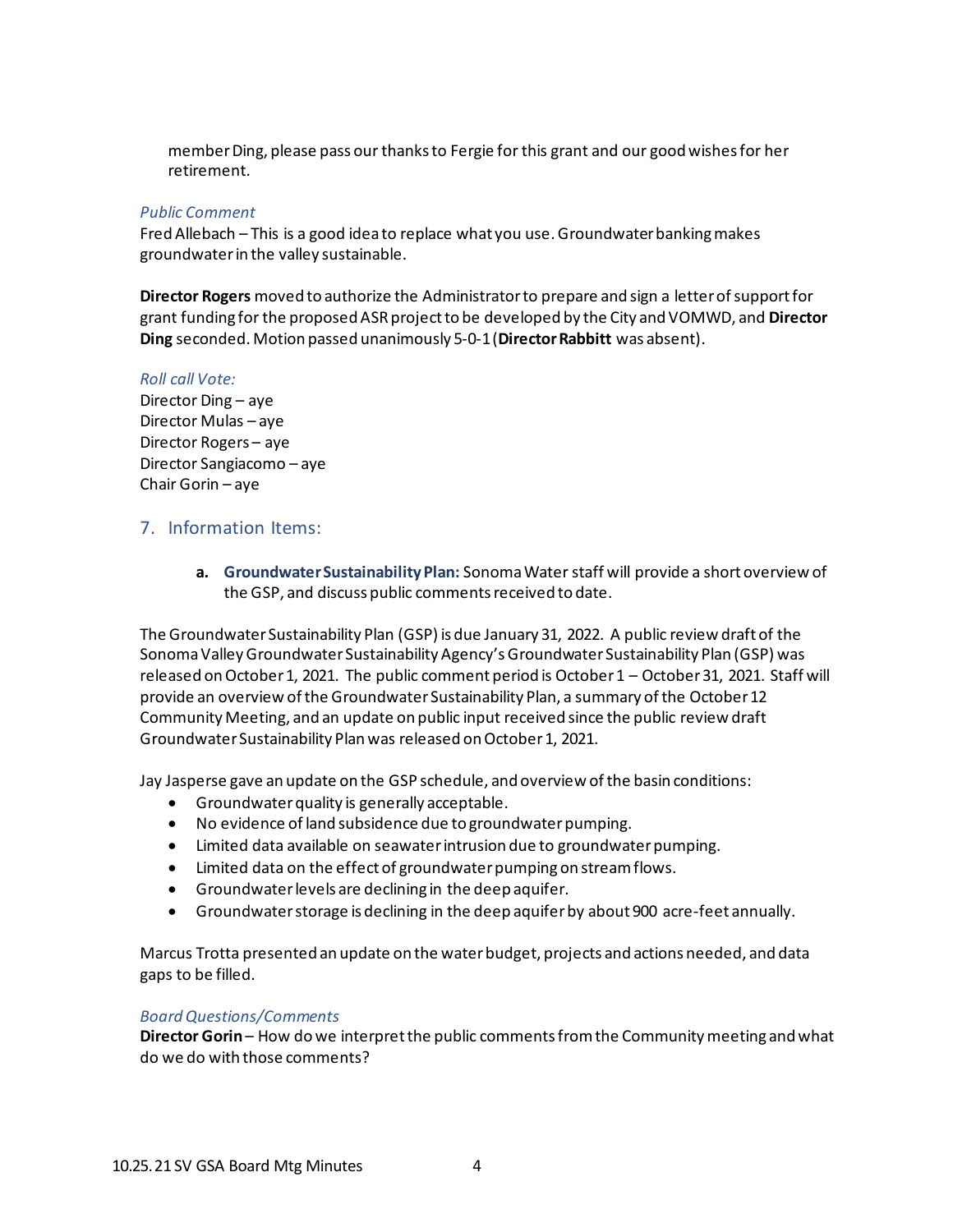member Ding, please pass our thanks to Fergie for this grant and our good wishes for her retirement.

*Public Comment*
Fred Allebach – This is a good idea to replace what you use. Groundwater banking makes groundwater in the valley sustainable.

**Director Rogers** moved to authorize the Administrator to prepare and sign a letter of support for grant funding for the proposed ASR project to be developed by the City and VOMWD, and **Director Ding** seconded. Motion passed unanimously 5-0-1 (**Director Rabbitt** was absent).

*Roll call Vote:*
Director Ding – aye
Director Mulas – aye
Director Rogers – aye
Director Sangiacomo – aye
Chair Gorin – aye

## 7. Information Items:

**a. Groundwater Sustainability Plan:** Sonoma Water staff will provide a short overview of the GSP, and discuss public comments received to date.

The Groundwater Sustainability Plan (GSP) is due January 31, 2022. A public review draft of the Sonoma Valley Groundwater Sustainability Agency's Groundwater Sustainability Plan (GSP) was released on October 1, 2021. The public comment period is October 1 – October 31, 2021. Staff will provide an overview of the Groundwater Sustainability Plan, a summary of the October 12 Community Meeting, and an update on public input received since the public review draft Groundwater Sustainability Plan was released on October 1, 2021.

Jay Jasperse gave an update on the GSP schedule, and overview of the basin conditions:

- Groundwater quality is generally acceptable.
- No evidence of land subsidence due to groundwater pumping.
- Limited data available on seawater intrusion due to groundwater pumping.
- Limited data on the effect of groundwater pumping on stream flows.
- Groundwater levels are declining in the deep aquifer.
- Groundwater storage is declining in the deep aquifer by about 900 acre-feet annually.

Marcus Trotta presented an update on the water budget, projects and actions needed, and data gaps to be filled.

*Board Questions/Comments*
**Director Gorin** – How do we interpret the public comments from the Community meeting and what do we do with those comments?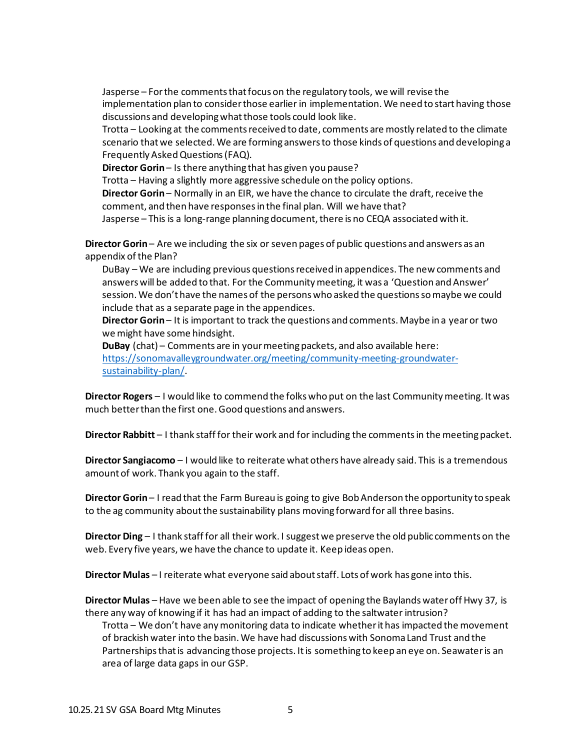Jasperse – For the comments that focus on the regulatory tools, we will revise the implementation plan to consider those earlier in implementation. We need to start having those discussions and developing what those tools could look like.

Trotta – Looking at the comments received to date, comments are mostly related to the climate scenario that we selected. We are forming answers to those kinds of questions and developing a Frequently Asked Questions (FAQ).

**Director Gorin** – Is there anything that has given you pause?

Trotta – Having a slightly more aggressive schedule on the policy options.

**Director Gorin** – Normally in an EIR, we have the chance to circulate the draft, receive the comment, and then have responses in the final plan. Will we have that?

Jasperse – This is a long-range planning document, there is no CEQA associated with it.

**Director Gorin** – Are we including the six or seven pages of public questions and answers as an appendix of the Plan?

DuBay – We are including previous questions received in appendices. The new comments and answers will be added to that. For the Community meeting, it was a 'Question and Answer' session. We don't have the names of the persons who asked the questions so maybe we could include that as a separate page in the appendices.

**Director Gorin** – It is important to track the questions and comments. Maybe in a year or two we might have some hindsight.

**DuBay** (chat) – Comments are in your meeting packets, and also available here: [https://sonomavalleygroundwater.org/meeting/community-meeting-groundwater-sustainability-plan/](https://sonomavalleygroundwater.org/meeting/community-meeting-groundwater-sustainability-plan/).

**Director Rogers** – I would like to commend the folks who put on the last Community meeting. It was much better than the first one. Good questions and answers.

**Director Rabbitt** – I thank staff for their work and for including the comments in the meeting packet.

**Director Sangiacomo** – I would like to reiterate what others have already said. This is a tremendous amount of work. Thank you again to the staff.

**Director Gorin** – I read that the Farm Bureau is going to give Bob Anderson the opportunity to speak to the ag community about the sustainability plans moving forward for all three basins.

**Director Ding** – I thank staff for all their work. I suggest we preserve the old public comments on the web. Every five years, we have the chance to update it. Keep ideas open.

**Director Mulas** – I reiterate what everyone said about staff. Lots of work has gone into this.

**Director Mulas** – Have we been able to see the impact of opening the Baylands water off Hwy 37, is there any way of knowing if it has had an impact of adding to the saltwater intrusion?

Trotta – We don't have any monitoring data to indicate whether it has impacted the movement of brackish water into the basin. We have had discussions with Sonoma Land Trust and the Partnerships that is advancing those projects. It is something to keep an eye on. Seawater is an area of large data gaps in our GSP.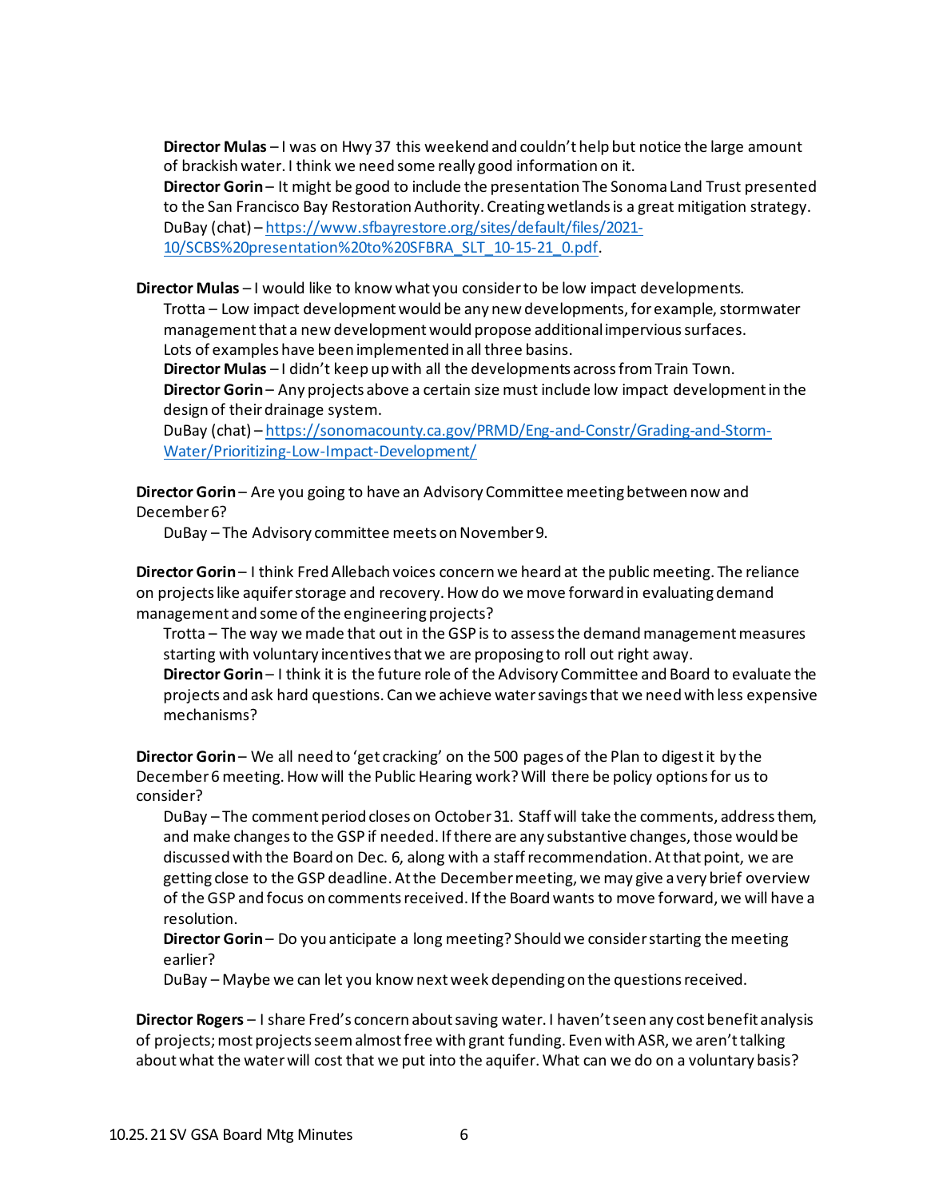**Director Mulas** – I was on Hwy 37 this weekend and couldn't help but notice the large amount of brackish water. I think we need some really good information on it.
**Director Gorin** – It might be good to include the presentation The Sonoma Land Trust presented to the San Francisco Bay Restoration Authority. Creating wetlands is a great mitigation strategy.
DuBay (chat) – [https://www.sfbayrestore.org/sites/default/files/2021-10/SCBS%20presentation%20to%20SFBRA_SLT_10-15-21_0.pdf](https://www.sfbayrestore.org/sites/default/files/2021-10/SCBS%20presentation%20to%20SFBRA_SLT_10-15-21_0.pdf).

**Director Mulas** – I would like to know what you consider to be low impact developments.
Trotta – Low impact development would be any new developments, for example, stormwater management that a new development would propose additional impervious surfaces. Lots of examples have been implemented in all three basins.
**Director Mulas** – I didn't keep up with all the developments across from Train Town.
**Director Gorin** – Any projects above a certain size must include low impact development in the design of their drainage system.
DuBay (chat) – [https://sonomacounty.ca.gov/PRMD/Eng-and-Constr/Grading-and-Storm-Water/Prioritizing-Low-Impact-Development/](https://sonomacounty.ca.gov/PRMD/Eng-and-Constr/Grading-and-Storm-Water/Prioritizing-Low-Impact-Development/)

**Director Gorin** – Are you going to have an Advisory Committee meeting between now and December 6?
DuBay – The Advisory committee meets on November 9.

**Director Gorin** – I think Fred Allebach voices concern we heard at the public meeting. The reliance on projects like aquifer storage and recovery. How do we move forward in evaluating demand management and some of the engineering projects?
Trotta – The way we made that out in the GSP is to assess the demand management measures starting with voluntary incentives that we are proposing to roll out right away.
**Director Gorin** – I think it is the future role of the Advisory Committee and Board to evaluate the projects and ask hard questions. Can we achieve water savings that we need with less expensive mechanisms?

**Director Gorin** – We all need to 'get cracking' on the 500 pages of the Plan to digest it by the December 6 meeting. How will the Public Hearing work? Will there be policy options for us to consider?
DuBay – The comment period closes on October 31. Staff will take the comments, address them, and make changes to the GSP if needed. If there are any substantive changes, those would be discussed with the Board on Dec. 6, along with a staff recommendation. At that point, we are getting close to the GSP deadline. At the December meeting, we may give a very brief overview of the GSP and focus on comments received. If the Board wants to move forward, we will have a resolution.
**Director Gorin** – Do you anticipate a long meeting? Should we consider starting the meeting earlier?
DuBay – Maybe we can let you know next week depending on the questions received.

**Director Rogers** – I share Fred's concern about saving water. I haven't seen any cost benefit analysis of projects; most projects seem almost free with grant funding. Even with ASR, we aren't talking about what the water will cost that we put into the aquifer. What can we do on a voluntary basis?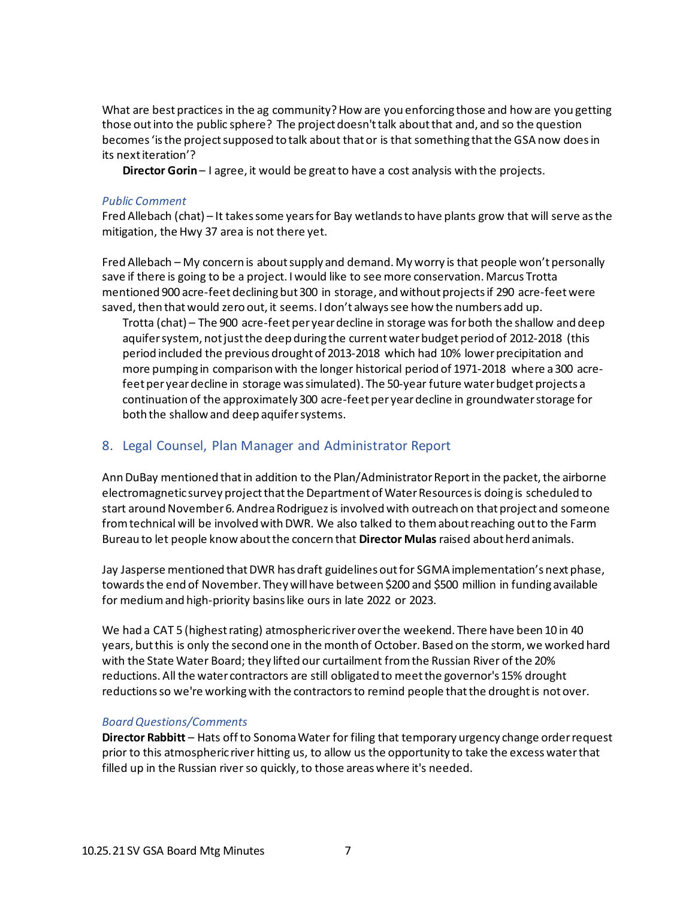What are best practices in the ag community? How are you enforcing those and how are you getting those out into the public sphere? The project doesn't talk about that and, and so the question becomes 'is the project supposed to talk about that or is that something that the GSA now does in its next iteration'?

**Director Gorin** – I agree, it would be great to have a cost analysis with the projects.

*Public Comment*

Fred Allebach (chat) – It takes some years for Bay wetlands to have plants grow that will serve as the mitigation, the Hwy 37 area is not there yet.

Fred Allebach – My concern is about supply and demand. My worry is that people won't personally save if there is going to be a project. I would like to see more conservation. Marcus Trotta mentioned 900 acre-feet declining but 300 in storage, and without projects if 290 acre-feet were saved, then that would zero out, it seems. I don't always see how the numbers add up.

Trotta (chat) – The 900 acre-feet per year decline in storage was for both the shallow and deep aquifer system, not just the deep during the current water budget period of 2012-2018 (this period included the previous drought of 2013-2018 which had 10% lower precipitation and more pumping in comparison with the longer historical period of 1971-2018 where a 300 acre-feet per year decline in storage was simulated). The 50-year future water budget projects a continuation of the approximately 300 acre-feet per year decline in groundwater storage for both the shallow and deep aquifer systems.

## 8. Legal Counsel, Plan Manager and Administrator Report

Ann DuBay mentioned that in addition to the Plan/Administrator Report in the packet, the airborne electromagnetic survey project that the Department of Water Resources is doing is scheduled to start around November 6. Andrea Rodriguez is involved with outreach on that project and someone from technical will be involved with DWR. We also talked to them about reaching out to the Farm Bureau to let people know about the concern that **Director Mulas** raised about herd animals.

Jay Jasperse mentioned that DWR has draft guidelines out for SGMA implementation's next phase, towards the end of November. They will have between $200 and $500 million in funding available for medium and high-priority basins like ours in late 2022 or 2023.

We had a CAT 5 (highest rating) atmospheric river over the weekend. There have been 10 in 40 years, but this is only the second one in the month of October. Based on the storm, we worked hard with the State Water Board; they lifted our curtailment from the Russian River of the 20% reductions. All the water contractors are still obligated to meet the governor's 15% drought reductions so we're working with the contractors to remind people that the drought is not over.

*Board Questions/Comments*

**Director Rabbitt** – Hats off to Sonoma Water for filing that temporary urgency change order request prior to this atmospheric river hitting us, to allow us the opportunity to take the excess water that filled up in the Russian river so quickly, to those areas where it's needed.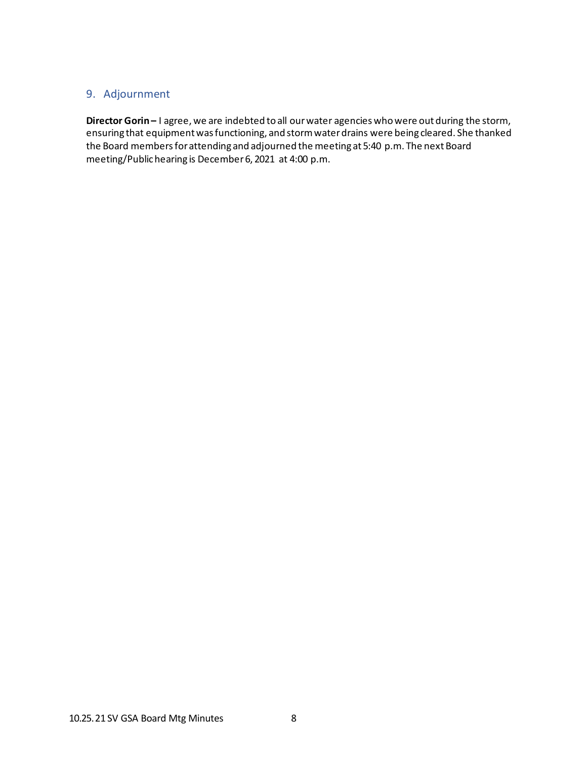## 9. Adjournment

**Director Gorin –** I agree, we are indebted to all our water agencies who were out during the storm, ensuring that equipment was functioning, and storm water drains were being cleared. She thanked the Board members for attending and adjourned the meeting at 5:40 p.m. The next Board meeting/Public hearing is December 6, 2021 at 4:00 p.m.